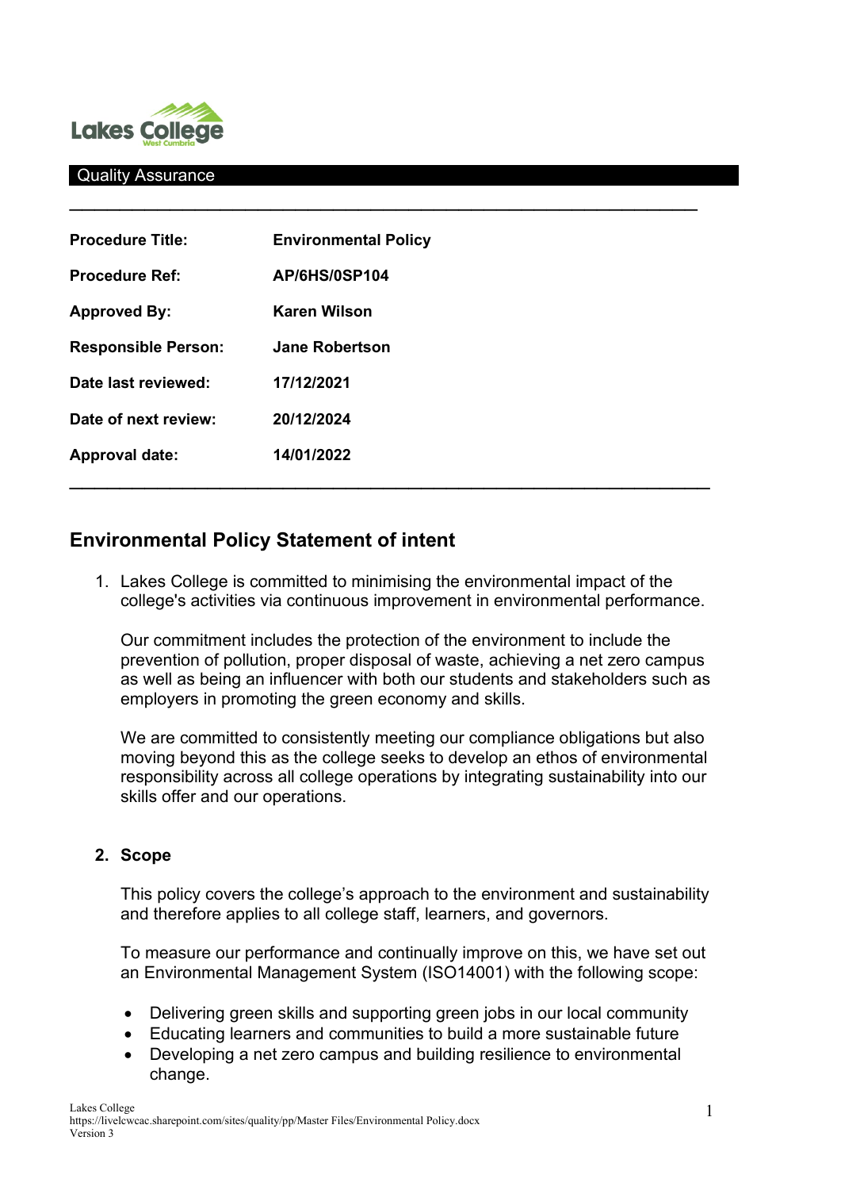Quality Assurance

| | |
|---|---|
| **Procedure Title:** | **Environmental Policy** |
| **Procedure Ref:** | **AP/6HS/0SP104** |
| **Approved By:** | **Karen Wilson** |
| **Responsible Person:** | **Jane Robertson** |
| **Date last reviewed:** | **17/12/2021** |
| **Date of next review:** | **20/12/2024** |
| **Approval date:** | **14/01/2022** |

## Environmental Policy Statement of intent

1. Lakes College is committed to minimising the environmental impact of the college's activities via continuous improvement in environmental performance.

   Our commitment includes the protection of the environment to include the prevention of pollution, proper disposal of waste, achieving a net zero campus as well as being an influencer with both our students and stakeholders such as employers in promoting the green economy and skills.

   We are committed to consistently meeting our compliance obligations but also moving beyond this as the college seeks to develop an ethos of environmental responsibility across all college operations by integrating sustainability into our skills offer and our operations.

2. **Scope**

   This policy covers the college's approach to the environment and sustainability and therefore applies to all college staff, learners, and governors.

   To measure our performance and continually improve on this, we have set out an Environmental Management System (ISO14001) with the following scope:

   - Delivering green skills and supporting green jobs in our local community
   - Educating learners and communities to build a more sustainable future
   - Developing a net zero campus and building resilience to environmental change.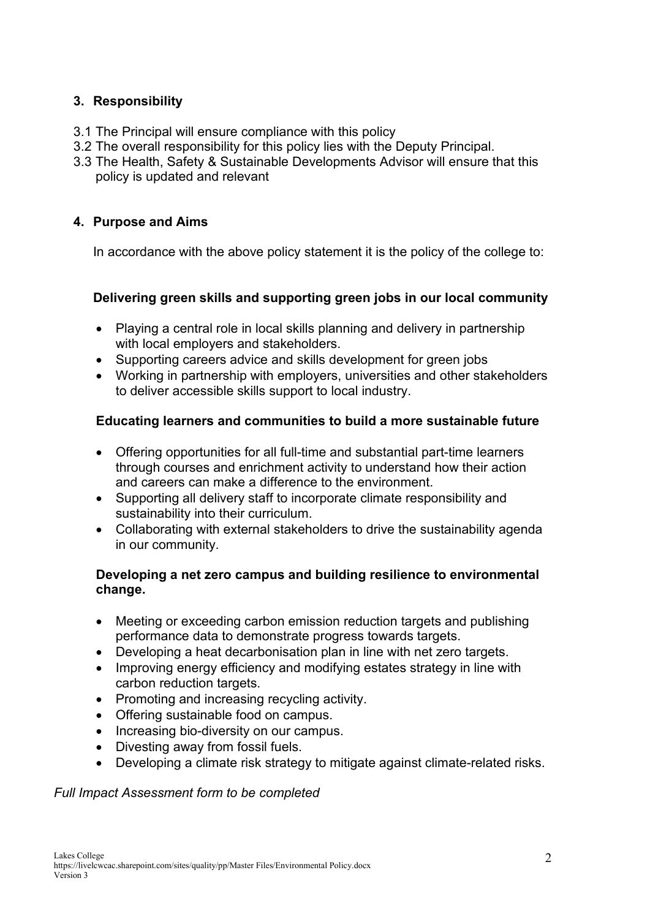## 3. Responsibility

3.1 The Principal will ensure compliance with this policy
3.2 The overall responsibility for this policy lies with the Deputy Principal.
3.3 The Health, Safety & Sustainable Developments Advisor will ensure that this policy is updated and relevant

## 4. Purpose and Aims

In accordance with the above policy statement it is the policy of the college to:

**Delivering green skills and supporting green jobs in our local community**

- Playing a central role in local skills planning and delivery in partnership with local employers and stakeholders.
- Supporting careers advice and skills development for green jobs
- Working in partnership with employers, universities and other stakeholders to deliver accessible skills support to local industry.

**Educating learners and communities to build a more sustainable future**

- Offering opportunities for all full-time and substantial part-time learners through courses and enrichment activity to understand how their action and careers can make a difference to the environment.
- Supporting all delivery staff to incorporate climate responsibility and sustainability into their curriculum.
- Collaborating with external stakeholders to drive the sustainability agenda in our community.

**Developing a net zero campus and building resilience to environmental change.**

- Meeting or exceeding carbon emission reduction targets and publishing performance data to demonstrate progress towards targets.
- Developing a heat decarbonisation plan in line with net zero targets.
- Improving energy efficiency and modifying estates strategy in line with carbon reduction targets.
- Promoting and increasing recycling activity.
- Offering sustainable food on campus.
- Increasing bio-diversity on our campus.
- Divesting away from fossil fuels.
- Developing a climate risk strategy to mitigate against climate-related risks.

*Full Impact Assessment form to be completed*